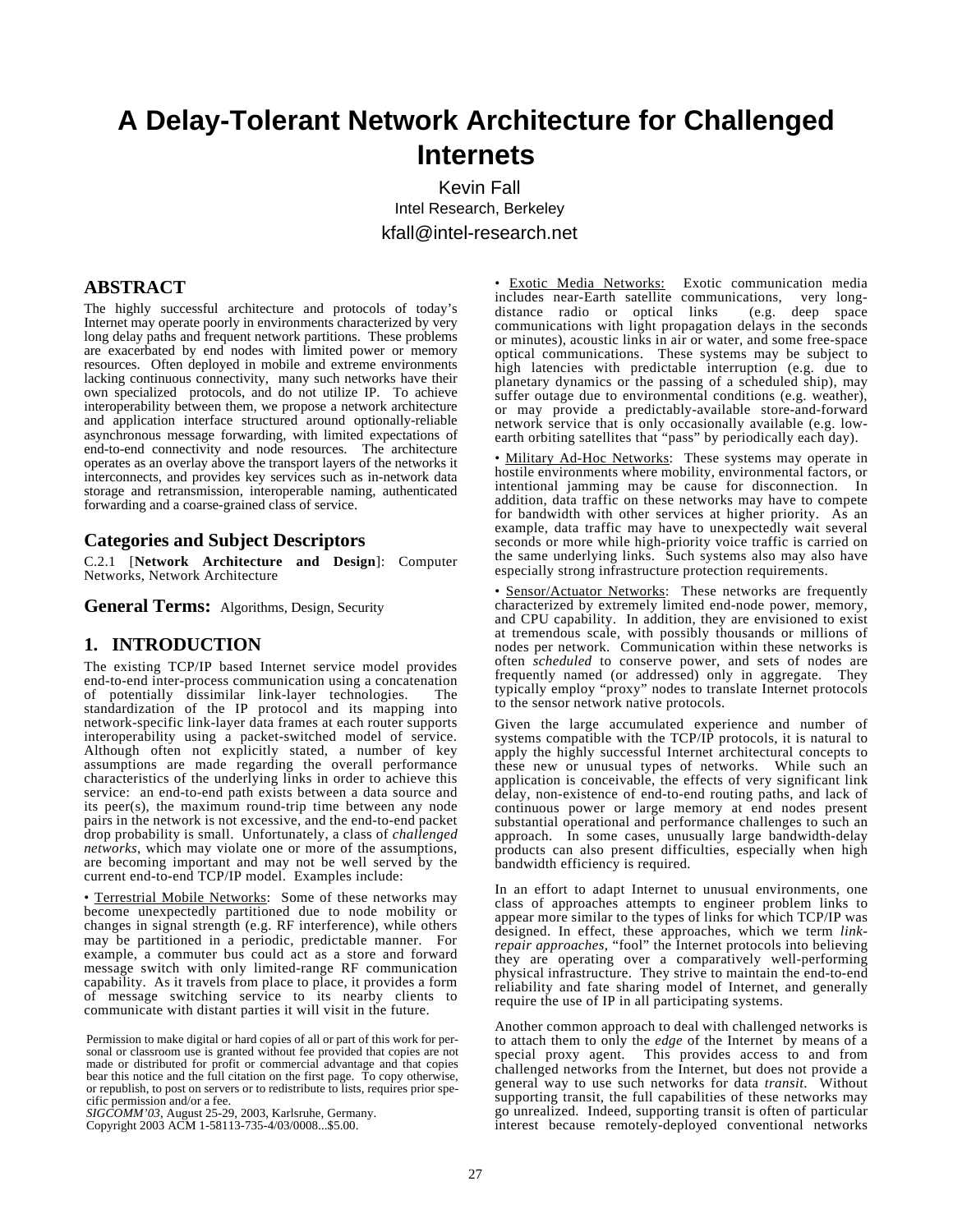# A Delay-Tolerant Network Architecture for Challenged Internets

Kevin Fall
Intel Research, Berkeley
kfall@intel-research.net

## ABSTRACT

The highly successful architecture and protocols of today's Internet may operate poorly in environments characterized by very long delay paths and frequent network partitions. These problems are exacerbated by end nodes with limited power or memory resources. Often deployed in mobile and extreme environments lacking continuous connectivity, many such networks have their own specialized protocols, and do not utilize IP. To achieve interoperability between them, we propose a network architecture and application interface structured around optionally-reliable asynchronous message forwarding, with limited expectations of end-to-end connectivity and node resources. The architecture operates as an overlay above the transport layers of the networks it interconnects, and provides key services such as in-network data storage and retransmission, interoperable naming, authenticated forwarding and a coarse-grained class of service.

## Categories and Subject Descriptors

C.2.1 [**Network Architecture and Design**]: Computer Networks, Network Architecture

## General Terms: Algorithms, Design, Security

## 1. INTRODUCTION

The existing TCP/IP based Internet service model provides end-to-end inter-process communication using a concatenation of potentially dissimilar link-layer technologies. The standardization of the IP protocol and its mapping into network-specific link-layer data frames at each router supports interoperability using a packet-switched model of service. Although often not explicitly stated, a number of key assumptions are made regarding the overall performance characteristics of the underlying links in order to achieve this service: an end-to-end path exists between a data source and its peer(s), the maximum round-trip time between any node pairs in the network is not excessive, and the end-to-end packet drop probability is small. Unfortunately, a class of *challenged networks*, which may violate one or more of the assumptions, are becoming important and may not be well served by the current end-to-end TCP/IP model. Examples include:

• Terrestrial Mobile Networks: Some of these networks may become unexpectedly partitioned due to node mobility or changes in signal strength (e.g. RF interference), while others may be partitioned in a periodic, predictable manner. For example, a commuter bus could act as a store and forward message switch with only limited-range RF communication capability. As it travels from place to place, it provides a form of message switching service to its nearby clients to communicate with distant parties it will visit in the future.

• Exotic Media Networks: Exotic communication media includes near-Earth satellite communications, very long-distance radio or optical links (e.g. deep space communications with light propagation delays in the seconds or minutes), acoustic links in air or water, and some free-space optical communications. These systems may be subject to high latencies with predictable interruption (e.g. due to planetary dynamics or the passing of a scheduled ship), may suffer outage due to environmental conditions (e.g. weather), or may provide a predictably-available store-and-forward network service that is only occasionally available (e.g. low-earth orbiting satellites that "pass" by periodically each day).

• Military Ad-Hoc Networks: These systems may operate in hostile environments where mobility, environmental factors, or intentional jamming may be cause for disconnection. In addition, data traffic on these networks may have to compete for bandwidth with other services at higher priority. As an example, data traffic may have to unexpectedly wait several seconds or more while high-priority voice traffic is carried on the same underlying links. Such systems also may also have especially strong infrastructure protection requirements.

• Sensor/Actuator Networks: These networks are frequently characterized by extremely limited end-node power, memory, and CPU capability. In addition, they are envisioned to exist at tremendous scale, with possibly thousands or millions of nodes per network. Communication within these networks is often *scheduled* to conserve power, and sets of nodes are frequently named (or addressed) only in aggregate. They typically employ "proxy" nodes to translate Internet protocols to the sensor network native protocols.

Given the large accumulated experience and number of systems compatible with the TCP/IP protocols, it is natural to apply the highly successful Internet architectural concepts to these new or unusual types of networks. While such an application is conceivable, the effects of very significant link delay, non-existence of end-to-end routing paths, and lack of continuous power or large memory at end nodes present substantial operational and performance challenges to such an approach. In some cases, unusually large bandwidth-delay products can also present difficulties, especially when high bandwidth efficiency is required.

In an effort to adapt Internet to unusual environments, one class of approaches attempts to engineer problem links to appear more similar to the types of links for which TCP/IP was designed. In effect, these approaches, which we term *link-repair approaches*, "fool" the Internet protocols into believing they are operating over a comparatively well-performing physical infrastructure. They strive to maintain the end-to-end reliability and fate sharing model of Internet, and generally require the use of IP in all participating systems.

Another common approach to deal with challenged networks is to attach them to only the *edge* of the Internet by means of a special proxy agent. This provides access to and from challenged networks from the Internet, but does not provide a general way to use such networks for data *transit*. Without supporting transit, the full capabilities of these networks may go unrealized. Indeed, supporting transit is often of particular interest because remotely-deployed conventional networks

Permission to make digital or hard copies of all or part of this work for personal or classroom use is granted without fee provided that copies are not made or distributed for profit or commercial advantage and that copies bear this notice and the full citation on the first page. To copy otherwise, or republish, to post on servers or to redistribute to lists, requires prior specific permission and/or a fee.
*SIGCOMM'03*, August 25-29, 2003, Karlsruhe, Germany.
Copyright 2003 ACM 1-58113-735-4/03/0008...$5.00.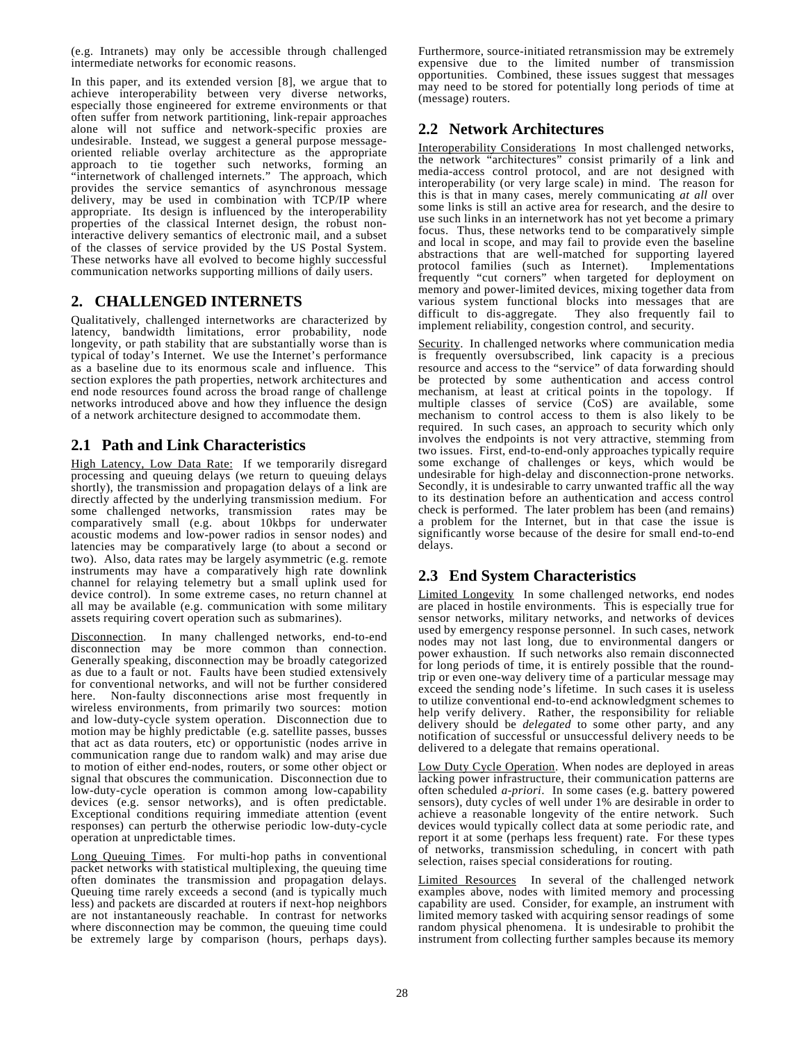(e.g. Intranets) may only be accessible through challenged intermediate networks for economic reasons.

In this paper, and its extended version [8], we argue that to achieve interoperability between very diverse networks, especially those engineered for extreme environments or that often suffer from network partitioning, link-repair approaches alone will not suffice and network-specific proxies are undesirable. Instead, we suggest a general purpose message-oriented reliable overlay architecture as the appropriate approach to tie together such networks, forming an "internetwork of challenged internets." The approach, which provides the service semantics of asynchronous message delivery, may be used in combination with TCP/IP where appropriate. Its design is influenced by the interoperability properties of the classical Internet design, the robust non-interactive delivery semantics of electronic mail, and a subset of the classes of service provided by the US Postal System. These networks have all evolved to become highly successful communication networks supporting millions of daily users.

## 2. CHALLENGED INTERNETS

Qualitatively, challenged internetworks are characterized by latency, bandwidth limitations, error probability, node longevity, or path stability that are substantially worse than is typical of today's Internet. We use the Internet's performance as a baseline due to its enormous scale and influence. This section explores the path properties, network architectures and end node resources found across the broad range of challenge networks introduced above and how they influence the design of a network architecture designed to accommodate them.

### 2.1 Path and Link Characteristics

High Latency, Low Data Rate: If we temporarily disregard processing and queuing delays (we return to queuing delays shortly), the transmission and propagation delays of a link are directly affected by the underlying transmission medium. For some challenged networks, transmission rates may be comparatively small (e.g. about 10kbps for underwater acoustic modems and low-power radios in sensor nodes) and latencies may be comparatively large (to about a second or two). Also, data rates may be largely asymmetric (e.g. remote instruments may have a comparatively high rate downlink channel for relaying telemetry but a small uplink used for device control). In some extreme cases, no return channel at all may be available (e.g. communication with some military assets requiring covert operation such as submarines).

Disconnection. In many challenged networks, end-to-end disconnection may be more common than connection. Generally speaking, disconnection may be broadly categorized as due to a fault or not. Faults have been studied extensively for conventional networks, and will not be further considered here. Non-faulty disconnections arise most frequently in wireless environments, from primarily two sources: motion and low-duty-cycle system operation. Disconnection due to motion may be highly predictable (e.g. satellite passes, busses that act as data routers, etc) or opportunistic (nodes arrive in communication range due to random walk) and may arise due to motion of either end-nodes, routers, or some other object or signal that obscures the communication. Disconnection due to low-duty-cycle operation is common among low-capability devices (e.g. sensor networks), and is often predictable. Exceptional conditions requiring immediate attention (event responses) can perturb the otherwise periodic low-duty-cycle operation at unpredictable times.

Long Queuing Times. For multi-hop paths in conventional packet networks with statistical multiplexing, the queuing time often dominates the transmission and propagation delays. Queuing time rarely exceeds a second (and is typically much less) and packets are discarded at routers if next-hop neighbors are not instantaneously reachable. In contrast for networks where disconnection may be common, the queuing time could be extremely large by comparison (hours, perhaps days). Furthermore, source-initiated retransmission may be extremely expensive due to the limited number of transmission opportunities. Combined, these issues suggest that messages may need to be stored for potentially long periods of time at (message) routers.

### 2.2 Network Architectures

Interoperability Considerations In most challenged networks, the network "architectures" consist primarily of a link and media-access control protocol, and are not designed with interoperability (or very large scale) in mind. The reason for this is that in many cases, merely communicating *at all* over some links is still an active area for research, and the desire to use such links in an internetwork has not yet become a primary focus. Thus, these networks tend to be comparatively simple and local in scope, and may fail to provide even the baseline abstractions that are well-matched for supporting layered protocol families (such as Internet). Implementations frequently "cut corners" when targeted for deployment on memory and power-limited devices, mixing together data from various system functional blocks into messages that are difficult to dis-aggregate. They also frequently fail to implement reliability, congestion control, and security.

Security. In challenged networks where communication media is frequently oversubscribed, link capacity is a precious resource and access to the "service" of data forwarding should be protected by some authentication and access control mechanism, at least at critical points in the topology. If multiple classes of service (CoS) are available, some mechanism to control access to them is also likely to be required. In such cases, an approach to security which only involves the endpoints is not very attractive, stemming from two issues. First, end-to-end-only approaches typically require some exchange of challenges or keys, which would be undesirable for high-delay and disconnection-prone networks. Secondly, it is undesirable to carry unwanted traffic all the way to its destination before an authentication and access control check is performed. The later problem has been (and remains) a problem for the Internet, but in that case the issue is significantly worse because of the desire for small end-to-end delays.

### 2.3 End System Characteristics

Limited Longevity In some challenged networks, end nodes are placed in hostile environments. This is especially true for sensor networks, military networks, and networks of devices used by emergency response personnel. In such cases, network nodes may not last long, due to environmental dangers or power exhaustion. If such networks also remain disconnected for long periods of time, it is entirely possible that the round-trip or even one-way delivery time of a particular message may exceed the sending node's lifetime. In such cases it is useless to utilize conventional end-to-end acknowledgment schemes to help verify delivery. Rather, the responsibility for reliable delivery should be *delegated* to some other party, and any notification of successful or unsuccessful delivery needs to be delivered to a delegate that remains operational.

Low Duty Cycle Operation. When nodes are deployed in areas lacking power infrastructure, their communication patterns are often scheduled *a-priori*. In some cases (e.g. battery powered sensors), duty cycles of well under 1% are desirable in order to achieve a reasonable longevity of the entire network. Such devices would typically collect data at some periodic rate, and report it at some (perhaps less frequent) rate. For these types of networks, transmission scheduling, in concert with path selection, raises special considerations for routing.

Limited Resources In several of the challenged network examples above, nodes with limited memory and processing capability are used. Consider, for example, an instrument with limited memory tasked with acquiring sensor readings of some random physical phenomena. It is undesirable to prohibit the instrument from collecting further samples because its memory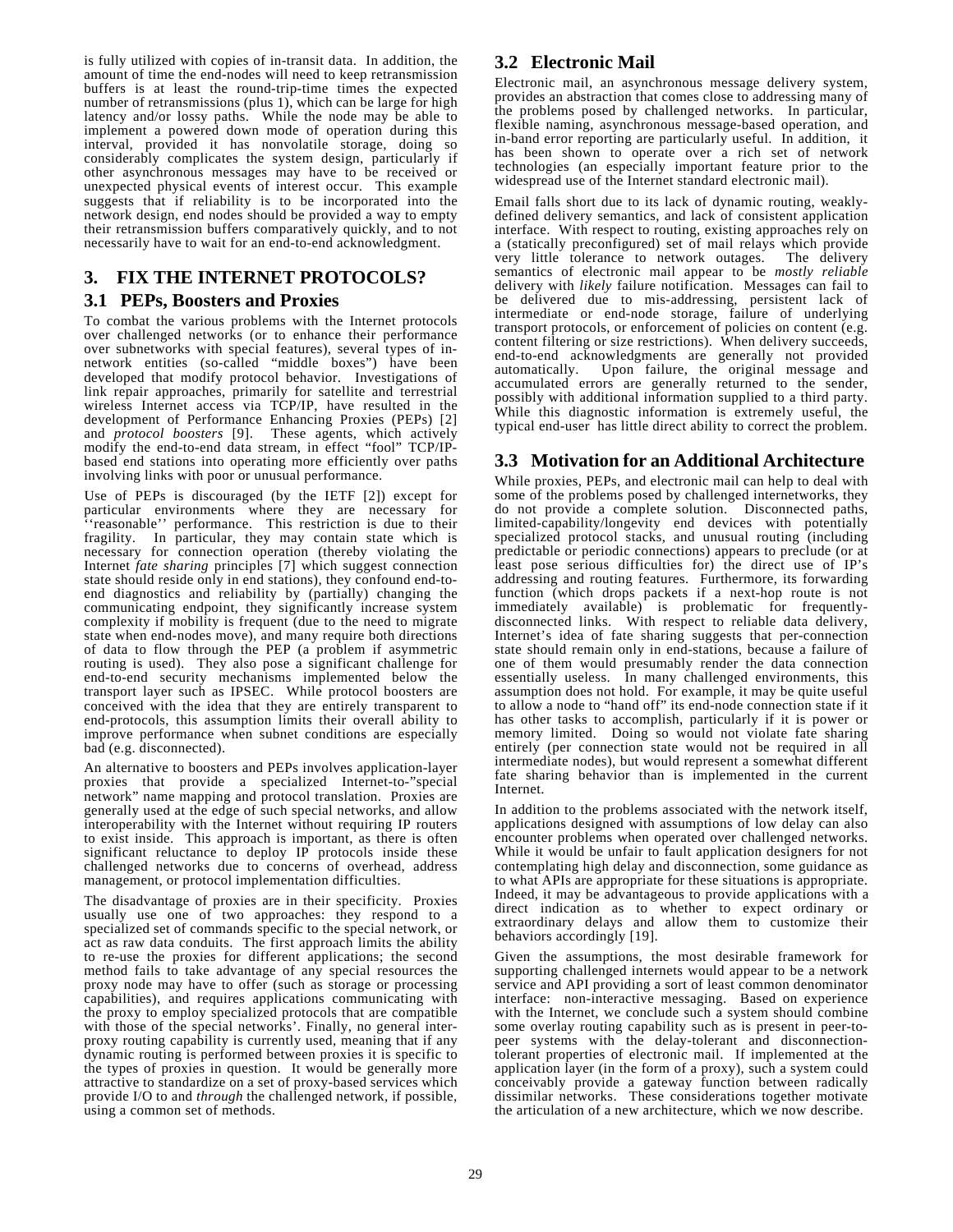is fully utilized with copies of in-transit data. In addition, the amount of time the end-nodes will need to keep retransmission buffers is at least the round-trip-time times the expected number of retransmissions (plus 1), which can be large for high latency and/or lossy paths. While the node may be able to implement a powered down mode of operation during this interval, provided it has nonvolatile storage, doing so considerably complicates the system design, particularly if other asynchronous messages may have to be received or unexpected physical events of interest occur. This example suggests that if reliability is to be incorporated into the network design, end nodes should be provided a way to empty their retransmission buffers comparatively quickly, and to not necessarily have to wait for an end-to-end acknowledgment.

## 3. FIX THE INTERNET PROTOCOLS?

### 3.1 PEPs, Boosters and Proxies

To combat the various problems with the Internet protocols over challenged networks (or to enhance their performance over subnetworks with special features), several types of in-network entities (so-called "middle boxes") have been developed that modify protocol behavior. Investigations of link repair approaches, primarily for satellite and terrestrial wireless Internet access via TCP/IP, have resulted in the development of Performance Enhancing Proxies (PEPs) [2] and *protocol boosters* [9]. These agents, which actively modify the end-to-end data stream, in effect "fool" TCP/IP-based end stations into operating more efficiently over paths involving links with poor or unusual performance.

Use of PEPs is discouraged (by the IETF [2]) except for particular environments where they are necessary for ''reasonable'' performance. This restriction is due to their fragility. In particular, they may contain state which is necessary for connection operation (thereby violating the Internet *fate sharing* principles [7] which suggest connection state should reside only in end stations), they confound end-to-end diagnostics and reliability by (partially) changing the communicating endpoint, they significantly increase system complexity if mobility is frequent (due to the need to migrate state when end-nodes move), and many require both directions of data to flow through the PEP (a problem if asymmetric routing is used). They also pose a significant challenge for end-to-end security mechanisms implemented below the transport layer such as IPSEC. While protocol boosters are conceived with the idea that they are entirely transparent to end-protocols, this assumption limits their overall ability to improve performance when subnet conditions are especially bad (e.g. disconnected).

An alternative to boosters and PEPs involves application-layer proxies that provide a specialized Internet-to-"special network" name mapping and protocol translation. Proxies are generally used at the edge of such special networks, and allow interoperability with the Internet without requiring IP routers to exist inside. This approach is important, as there is often significant reluctance to deploy IP protocols inside these challenged networks due to concerns of overhead, address management, or protocol implementation difficulties.

The disadvantage of proxies are in their specificity. Proxies usually use one of two approaches: they respond to a specialized set of commands specific to the special network, or act as raw data conduits. The first approach limits the ability to re-use the proxies for different applications; the second method fails to take advantage of any special resources the proxy node may have to offer (such as storage or processing capabilities), and requires applications communicating with the proxy to employ specialized protocols that are compatible with those of the special networks'. Finally, no general inter-proxy routing capability is currently used, meaning that if any dynamic routing is performed between proxies it is specific to the types of proxies in question. It would be generally more attractive to standardize on a set of proxy-based services which provide I/O to and *through* the challenged network, if possible, using a common set of methods.

### 3.2 Electronic Mail

Electronic mail, an asynchronous message delivery system, provides an abstraction that comes close to addressing many of the problems posed by challenged networks. In particular, flexible naming, asynchronous message-based operation, and in-band error reporting are particularly useful. In addition, it has been shown to operate over a rich set of network technologies (an especially important feature prior to the widespread use of the Internet standard electronic mail).

Email falls short due to its lack of dynamic routing, weakly-defined delivery semantics, and lack of consistent application interface. With respect to routing, existing approaches rely on a (statically preconfigured) set of mail relays which provide very little tolerance to network outages. The delivery semantics of electronic mail appear to be *mostly reliable* delivery with *likely* failure notification. Messages can fail to be delivered due to mis-addressing, persistent lack of intermediate or end-node storage, failure of underlying transport protocols, or enforcement of policies on content (e.g. content filtering or size restrictions). When delivery succeeds, end-to-end acknowledgments are generally not provided automatically. Upon failure, the original message and accumulated errors are generally returned to the sender, possibly with additional information supplied to a third party. While this diagnostic information is extremely useful, the typical end-user has little direct ability to correct the problem.

### 3.3 Motivation for an Additional Architecture

While proxies, PEPs, and electronic mail can help to deal with some of the problems posed by challenged internetworks, they do not provide a complete solution. Disconnected paths, limited-capability/longevity end devices with potentially specialized protocol stacks, and unusual routing (including predictable or periodic connections) appears to preclude (or at least pose serious difficulties for) the direct use of IP's addressing and routing features. Furthermore, its forwarding function (which drops packets if a next-hop route is not immediately available) is problematic for frequently-disconnected links. With respect to reliable data delivery, Internet's idea of fate sharing suggests that per-connection state should remain only in end-stations, because a failure of one of them would presumably render the data connection essentially useless. In many challenged environments, this assumption does not hold. For example, it may be quite useful to allow a node to "hand off" its end-node connection state if it has other tasks to accomplish, particularly if it is power or memory limited. Doing so would not violate fate sharing entirely (per connection state would not be required in all intermediate nodes), but would represent a somewhat different fate sharing behavior than is implemented in the current Internet.

In addition to the problems associated with the network itself, applications designed with assumptions of low delay can also encounter problems when operated over challenged networks. While it would be unfair to fault application designers for not contemplating high delay and disconnection, some guidance as to what APIs are appropriate for these situations is appropriate. Indeed, it may be advantageous to provide applications with a direct indication as to whether to expect ordinary or extraordinary delays and allow them to customize their behaviors accordingly [19].

Given the assumptions, the most desirable framework for supporting challenged internets would appear to be a network service and API providing a sort of least common denominator interface: non-interactive messaging. Based on experience with the Internet, we conclude such a system should combine some overlay routing capability such as is present in peer-to-peer systems with the delay-tolerant and disconnection-tolerant properties of electronic mail. If implemented at the application layer (in the form of a proxy), such a system could conceivably provide a gateway function between radically dissimilar networks. These considerations together motivate the articulation of a new architecture, which we now describe.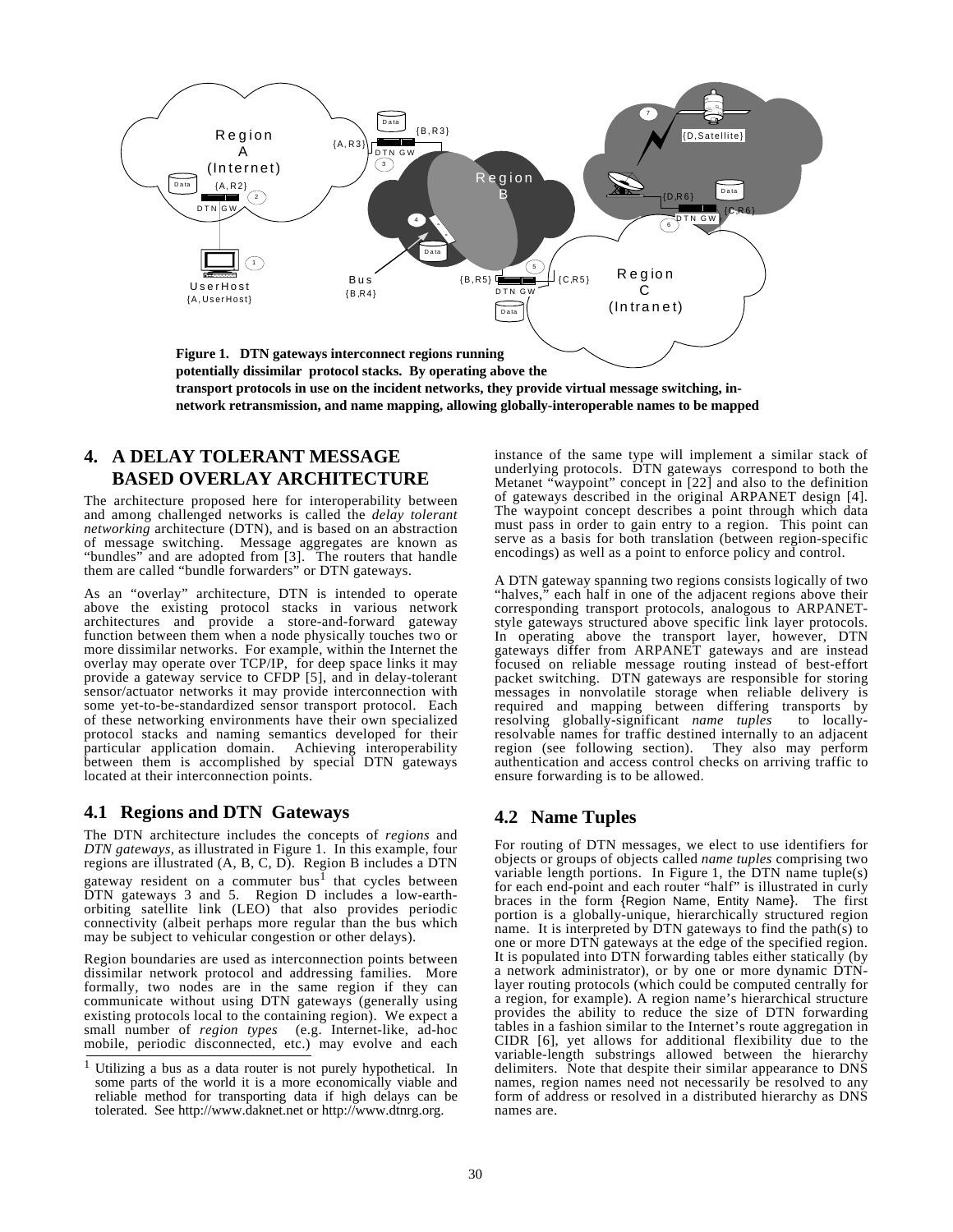**Figure 1. DTN gateways interconnect regions running potentially dissimilar protocol stacks. By operating above the transport protocols in use on the incident networks, they provide virtual message switching, in-network retransmission, and name mapping, allowing globally-interoperable names to be mapped**

## 4. A DELAY TOLERANT MESSAGE BASED OVERLAY ARCHITECTURE

The architecture proposed here for interoperability between and among challenged networks is called the *delay tolerant networking* architecture (DTN), and is based on an abstraction of message switching. Message aggregates are known as "bundles" and are adopted from [3]. The routers that handle them are called "bundle forwarders" or DTN gateways.

As an "overlay" architecture, DTN is intended to operate above the existing protocol stacks in various network architectures and provide a store-and-forward gateway function between them when a node physically touches two or more dissimilar networks. For example, within the Internet the overlay may operate over TCP/IP, for deep space links it may provide a gateway service to CFDP [5], and in delay-tolerant sensor/actuator networks it may provide interconnection with some yet-to-be-standardized sensor transport protocol. Each of these networking environments have their own specialized protocol stacks and naming semantics developed for their particular application domain. Achieving interoperability between them is accomplished by special DTN gateways located at their interconnection points.

### 4.1 Regions and DTN Gateways

The DTN architecture includes the concepts of *regions* and *DTN gateways*, as illustrated in Figure 1. In this example, four regions are illustrated (A, B, C, D). Region B includes a DTN gateway resident on a commuter bus[1] that cycles between DTN gateways 3 and 5. Region D includes a low-earth-orbiting satellite link (LEO) that also provides periodic connectivity (albeit perhaps more regular than the bus which may be subject to vehicular congestion or other delays).

Region boundaries are used as interconnection points between dissimilar network protocol and addressing families. More formally, two nodes are in the same region if they can communicate without using DTN gateways (generally using existing protocols local to the containing region). We expect a small number of *region types* (e.g. Internet-like, ad-hoc mobile, periodic disconnected, etc.) may evolve and each instance of the same type will implement a similar stack of underlying protocols. DTN gateways correspond to both the Metanet "waypoint" concept in [22] and also to the definition of gateways described in the original ARPANET design [4]. The waypoint concept describes a point through which data must pass in order to gain entry to a region. This point can serve as a basis for both translation (between region-specific encodings) as well as a point to enforce policy and control.

A DTN gateway spanning two regions consists logically of two "halves," each half in one of the adjacent regions above their corresponding transport protocols, analogous to ARPANET-style gateways structured above specific link layer protocols. In operating above the transport layer, however, DTN gateways differ from ARPANET gateways and are instead focused on reliable message routing instead of best-effort packet switching. DTN gateways are responsible for storing messages in nonvolatile storage when reliable delivery is required and mapping between differing transports by resolving globally-significant *name tuples* to locally-resolvable names for traffic destined internally to an adjacent region (see following section). They also may perform authentication and access control checks on arriving traffic to ensure forwarding is to be allowed.

### 4.2 Name Tuples

For routing of DTN messages, we elect to use identifiers for objects or groups of objects called *name tuples* comprising two variable length portions. In Figure 1, the DTN name tuple(s) for each end-point and each router "half" is illustrated in curly braces in the form {Region Name, Entity Name}. The first portion is a globally-unique, hierarchically structured region name. It is interpreted by DTN gateways to find the path(s) to one or more DTN gateways at the edge of the specified region. It is populated into DTN forwarding tables either statically (by a network administrator), or by one or more dynamic DTN-layer routing protocols (which could be computed centrally for a region, for example). A region name's hierarchical structure provides the ability to reduce the size of DTN forwarding tables in a fashion similar to the Internet's route aggregation in CIDR [6], yet allows for additional flexibility due to the variable-length substrings allowed between the hierarchy delimiters. Note that despite their similar appearance to DNS names, region names need not necessarily be resolved to any form of address or resolved in a distributed hierarchy as DNS names are.

[1] Utilizing a bus as a data router is not purely hypothetical. In some parts of the world it is a more economically viable and reliable method for transporting data if high delays can be tolerated. See http://www.daknet.net or http://www.dtnrg.org.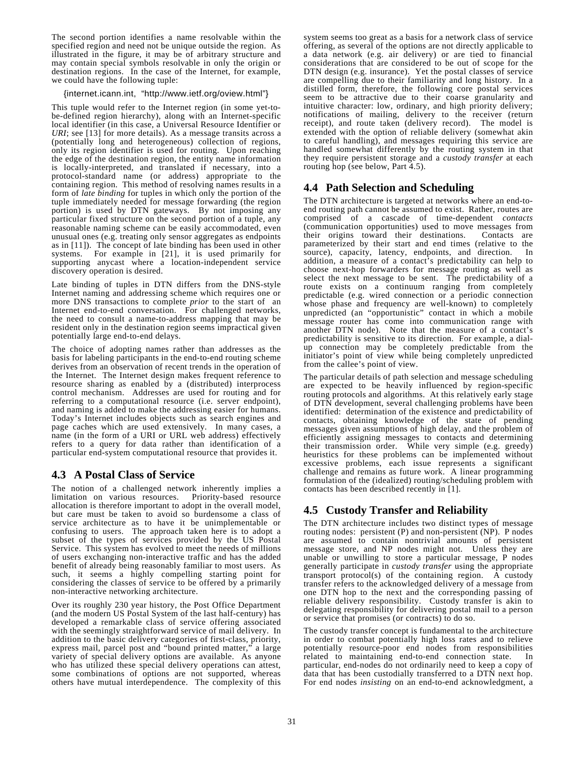The second portion identifies a name resolvable within the specified region and need not be unique outside the region. As illustrated in the figure, it may be of arbitrary structure and may contain special symbols resolvable in only the origin or destination regions. In the case of the Internet, for example, we could have the following tuple:

{internet.icann.int, "http://www.ietf.org/oview.html"}

This tuple would refer to the Internet region (in some yet-to-be-defined region hierarchy), along with an Internet-specific local identifier (in this case, a Universal Resource Identifier or *URI*; see [13] for more details). As a message transits across a (potentially long and heterogeneous) collection of regions, only its region identifier is used for routing. Upon reaching the edge of the destination region, the entity name information is locally-interpreted, and translated if necessary, into a protocol-standard name (or address) appropriate to the containing region. This method of resolving names results in a form of *late binding* for tuples in which only the portion of the tuple immediately needed for message forwarding (the region portion) is used by DTN gateways. By not imposing any particular fixed structure on the second portion of a tuple, any reasonable naming scheme can be easily accommodated, even unusual ones (e.g. treating only sensor aggregates as endpoints as in [11]). The concept of late binding has been used in other systems. For example in [21], it is used primarily for supporting anycast where a location-independent service discovery operation is desired.

Late binding of tuples in DTN differs from the DNS-style Internet naming and addressing scheme which requires one or more DNS transactions to complete *prior* to the start of an Internet end-to-end conversation. For challenged networks, the need to consult a name-to-address mapping that may be resident only in the destination region seems impractical given potentially large end-to-end delays.

The choice of adopting names rather than addresses as the basis for labeling participants in the end-to-end routing scheme derives from an observation of recent trends in the operation of the Internet. The Internet design makes frequent reference to resource sharing as enabled by a (distributed) interprocess control mechanism. Addresses are used for routing and for referring to a computational resource (i.e. server endpoint), and naming is added to make the addressing easier for humans. Today's Internet includes objects such as search engines and page caches which are used extensively. In many cases, a name (in the form of a URI or URL web address) effectively refers to a query for data rather than identification of a particular end-system computational resource that provides it.

## 4.3 A Postal Class of Service

The notion of a challenged network inherently implies a limitation on various resources. Priority-based resource allocation is therefore important to adopt in the overall model, but care must be taken to avoid so burdensome a class of service architecture as to have it be unimplementable or confusing to users. The approach taken here is to adopt a subset of the types of services provided by the US Postal Service. This system has evolved to meet the needs of millions of users exchanging non-interactive traffic and has the added benefit of already being reasonably familiar to most users. As such, it seems a highly compelling starting point for considering the classes of service to be offered by a primarily non-interactive networking architecture.

Over its roughly 230 year history, the Post Office Department (and the modern US Postal System of the last half-century) has developed a remarkable class of service offering associated with the seemingly straightforward service of mail delivery. In addition to the basic delivery categories of first-class, priority, express mail, parcel post and "bound printed matter," a large variety of special delivery options are available. As anyone who has utilized these special delivery operations can attest, some combinations of options are not supported, whereas others have mutual interdependence. The complexity of this system seems too great as a basis for a network class of service offering, as several of the options are not directly applicable to a data network (e.g. air delivery) or are tied to financial considerations that are considered to be out of scope for the DTN design (e.g. insurance). Yet the postal classes of service are compelling due to their familiarity and long history. In a distilled form, therefore, the following core postal services seem to be attractive due to their coarse granularity and intuitive character: low, ordinary, and high priority delivery; notifications of mailing, delivery to the receiver (return receipt), and route taken (delivery record). The model is extended with the option of reliable delivery (somewhat akin to careful handling), and messages requiring this service are handled somewhat differently by the routing system in that they require persistent storage and a *custody transfer* at each routing hop (see below, Part 4.5).

## 4.4 Path Selection and Scheduling

The DTN architecture is targeted at networks where an end-to-end routing path cannot be assumed to exist. Rather, routes are comprised of a cascade of time-dependent *contacts* (communication opportunities) used to move messages from their origins toward their destinations. Contacts are parameterized by their start and end times (relative to the source), capacity, latency, endpoints, and direction. In addition, a measure of a contact's predictability can help to choose next-hop forwarders for message routing as well as select the next message to be sent. The predictability of a route exists on a continuum ranging from completely predictable (e.g. wired connection or a periodic connection whose phase and frequency are well-known) to completely unpredicted (an "opportunistic" contact in which a mobile message router has come into communication range with another DTN node). Note that the measure of a contact's predictability is sensitive to its direction. For example, a dial-up connection may be completely predictable from the initiator's point of view while being completely unpredicted from the callee's point of view.

The particular details of path selection and message scheduling are expected to be heavily influenced by region-specific routing protocols and algorithms. At this relatively early stage of DTN development, several challenging problems have been identified: determination of the existence and predictability of contacts, obtaining knowledge of the state of pending messages given assumptions of high delay, and the problem of efficiently assigning messages to contacts and determining their transmission order. While very simple (e.g. greedy) heuristics for these problems can be implemented without excessive problems, each issue represents a significant challenge and remains as future work. A linear programming formulation of the (idealized) routing/scheduling problem with contacts has been described recently in [1].

## 4.5 Custody Transfer and Reliability

The DTN architecture includes two distinct types of message routing nodes: persistent (P) and non-persistent (NP). P nodes are assumed to contain nontrivial amounts of persistent message store, and NP nodes might not. Unless they are unable or unwilling to store a particular message, P nodes generally participate in *custody transfer* using the appropriate transport protocol(s) of the containing region. A custody transfer refers to the acknowledged delivery of a message from one DTN hop to the next and the corresponding passing of reliable delivery responsibility. Custody transfer is akin to delegating responsibility for delivering postal mail to a person or service that promises (or contracts) to do so.

The custody transfer concept is fundamental to the architecture in order to combat potentially high loss rates and to relieve potentially resource-poor end nodes from responsibilities related to maintaining end-to-end connection state. In particular, end-nodes do not ordinarily need to keep a copy of data that has been custodially transferred to a DTN next hop. For end nodes *insisting* on an end-to-end acknowledgment, a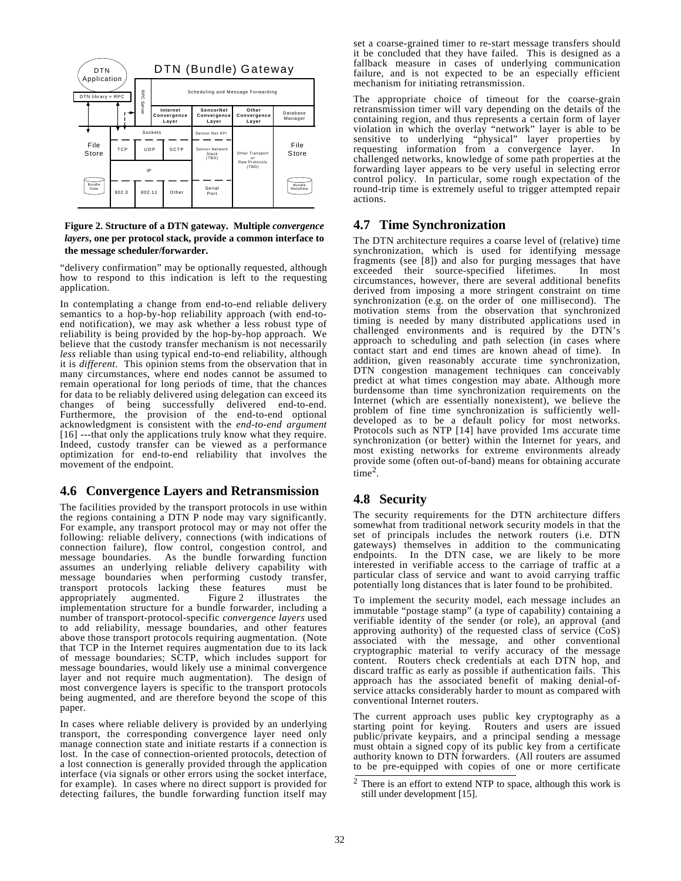**Figure 2. Structure of a DTN gateway. Multiple *convergence layers*, one per protocol stack, provide a common interface to the message scheduler/forwarder.**

"delivery confirmation" may be optionally requested, although how to respond to this indication is left to the requesting application.

In contemplating a change from end-to-end reliable delivery semantics to a hop-by-hop reliability approach (with end-to-end notification), we may ask whether a less robust type of reliability is being provided by the hop-by-hop approach. We believe that the custody transfer mechanism is not necessarily *less* reliable than using typical end-to-end reliability, although it is *different*. This opinion stems from the observation that in many circumstances, where end nodes cannot be assumed to remain operational for long periods of time, that the chances for data to be reliably delivered using delegation can exceed its changes of being successfully delivered end-to-end. Furthermore, the provision of the end-to-end optional acknowledgment is consistent with the *end-to-end argument* [16] ---that only the applications truly know what they require. Indeed, custody transfer can be viewed as a performance optimization for end-to-end reliability that involves the movement of the endpoint.

## 4.6 Convergence Layers and Retransmission

The facilities provided by the transport protocols in use within the regions containing a DTN P node may vary significantly. For example, any transport protocol may or may not offer the following: reliable delivery, connections (with indications of connection failure), flow control, congestion control, and message boundaries. As the bundle forwarding function assumes an underlying reliable delivery capability with message boundaries when performing custody transfer, transport protocols lacking these features must be appropriately augmented. Figure 2 illustrates the implementation structure for a bundle forwarder, including a number of transport-protocol-specific *convergence layers* used to add reliability, message boundaries, and other features above those transport protocols requiring augmentation. (Note that TCP in the Internet requires augmentation due to its lack of message boundaries; SCTP, which includes support for message boundaries, would likely use a minimal convergence layer and not require much augmentation). The design of most convergence layers is specific to the transport protocols being augmented, and are therefore beyond the scope of this paper.

In cases where reliable delivery is provided by an underlying transport, the corresponding convergence layer need only manage connection state and initiate restarts if a connection is lost. In the case of connection-oriented protocols, detection of a lost connection is generally provided through the application interface (via signals or other errors using the socket interface, for example). In cases where no direct support is provided for detecting failures, the bundle forwarding function itself may set a coarse-grained timer to re-start message transfers should it be concluded that they have failed. This is designed as a fallback measure in cases of underlying communication failure, and is not expected to be an especially efficient mechanism for initiating retransmission.

The appropriate choice of timeout for the coarse-grain retransmission timer will vary depending on the details of the containing region, and thus represents a certain form of layer violation in which the overlay "network" layer is able to be sensitive to underlying "physical" layer properties by requesting information from a convergence layer. In challenged networks, knowledge of some path properties at the forwarding layer appears to be very useful in selecting error control policy. In particular, some rough expectation of the round-trip time is extremely useful to trigger attempted repair actions.

## 4.7 Time Synchronization

The DTN architecture requires a coarse level of (relative) time synchronization, which is used for identifying message fragments (see [8]) and also for purging messages that have exceeded their source-specified lifetimes. In most circumstances, however, there are several additional benefits derived from imposing a more stringent constraint on time synchronization (e.g. on the order of one millisecond). The motivation stems from the observation that synchronized timing is needed by many distributed applications used in challenged environments and is required by the DTN's approach to scheduling and path selection (in cases where contact start and end times are known ahead of time). In addition, given reasonably accurate time synchronization, DTN congestion management techniques can conceivably predict at what times congestion may abate. Although more burdensome than time synchronization requirements on the Internet (which are essentially nonexistent), we believe the problem of fine time synchronization is sufficiently well-developed as to be a default policy for most networks. Protocols such as NTP [14] have provided 1ms accurate time synchronization (or better) within the Internet for years, and most existing networks for extreme environments already provide some (often out-of-band) means for obtaining accurate time[2].

## 4.8 Security

The security requirements for the DTN architecture differs somewhat from traditional network security models in that the set of principals includes the network routers (i.e. DTN gateways) themselves in addition to the communicating endpoints. In the DTN case, we are likely to be more interested in verifiable access to the carriage of traffic at a particular class of service and want to avoid carrying traffic potentially long distances that is later found to be prohibited.

To implement the security model, each message includes an immutable "postage stamp" (a type of capability) containing a verifiable identity of the sender (or role), an approval (and approving authority) of the requested class of service (CoS) associated with the message, and other conventional cryptographic material to verify accuracy of the message content. Routers check credentials at each DTN hop, and discard traffic as early as possible if authentication fails. This approach has the associated benefit of making denial-of-service attacks considerably harder to mount as compared with conventional Internet routers.

The current approach uses public key cryptography as a starting point for keying. Routers and users are issued public/private keypairs, and a principal sending a message must obtain a signed copy of its public key from a certificate authority known to DTN forwarders. (All routers are assumed to be pre-equipped with copies of one or more certificate

[2] There is an effort to extend NTP to space, although this work is still under development [15].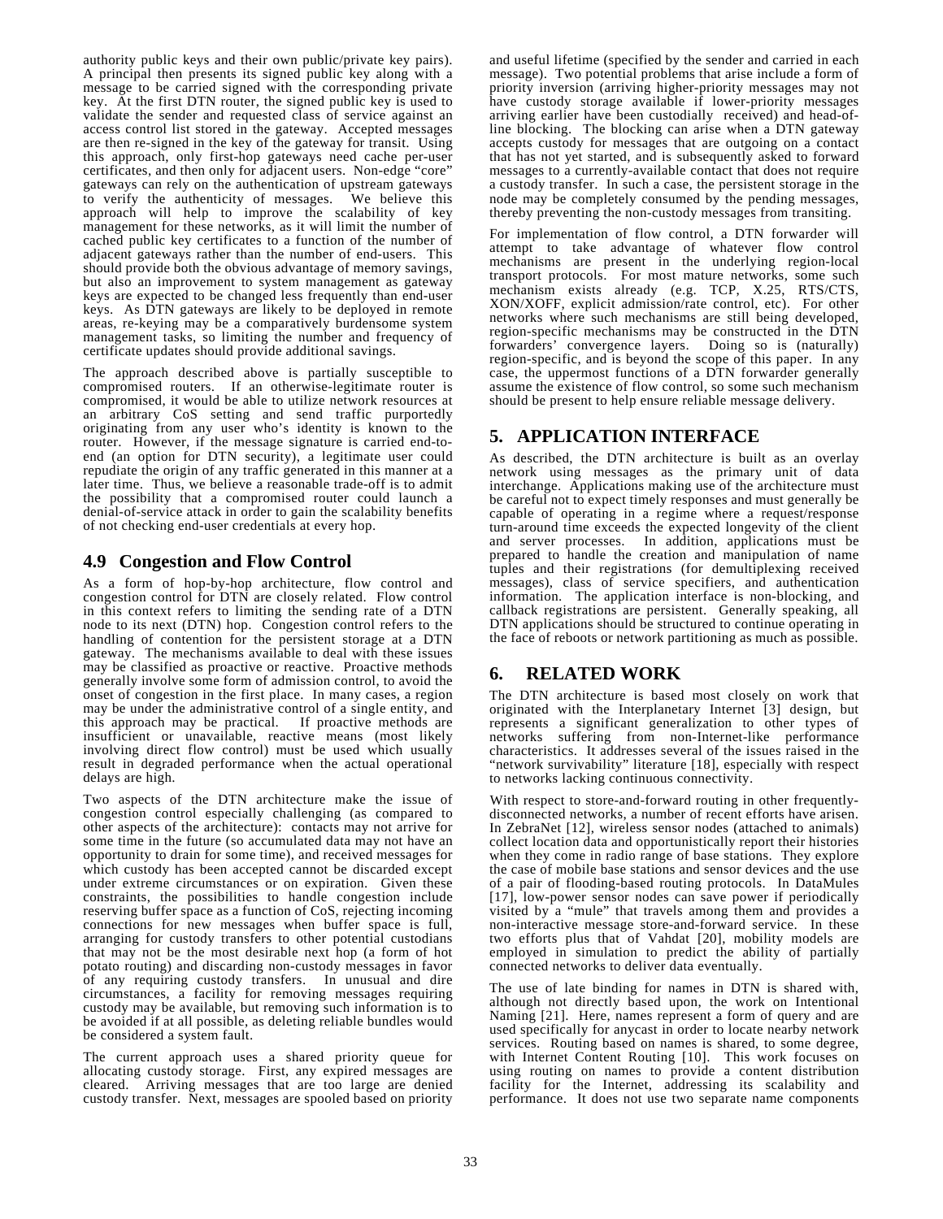authority public keys and their own public/private key pairs). A principal then presents its signed public key along with a message to be carried signed with the corresponding private key. At the first DTN router, the signed public key is used to validate the sender and requested class of service against an access control list stored in the gateway. Accepted messages are then re-signed in the key of the gateway for transit. Using this approach, only first-hop gateways need cache per-user certificates, and then only for adjacent users. Non-edge "core" gateways can rely on the authentication of upstream gateways to verify the authenticity of messages. We believe this approach will help to improve the scalability of key management for these networks, as it will limit the number of cached public key certificates to a function of the number of adjacent gateways rather than the number of end-users. This should provide both the obvious advantage of memory savings, but also an improvement to system management as gateway keys are expected to be changed less frequently than end-user keys. As DTN gateways are likely to be deployed in remote areas, re-keying may be a comparatively burdensome system management tasks, so limiting the number and frequency of certificate updates should provide additional savings.

The approach described above is partially susceptible to compromised routers. If an otherwise-legitimate router is compromised, it would be able to utilize network resources at an arbitrary CoS setting and send traffic purportedly originating from any user who's identity is known to the router. However, if the message signature is carried end-to-end (an option for DTN security), a legitimate user could repudiate the origin of any traffic generated in this manner at a later time. Thus, we believe a reasonable trade-off is to admit the possibility that a compromised router could launch a denial-of-service attack in order to gain the scalability benefits of not checking end-user credentials at every hop.

## 4.9 Congestion and Flow Control

As a form of hop-by-hop architecture, flow control and congestion control for DTN are closely related. Flow control in this context refers to limiting the sending rate of a DTN node to its next (DTN) hop. Congestion control refers to the handling of contention for the persistent storage at a DTN gateway. The mechanisms available to deal with these issues may be classified as proactive or reactive. Proactive methods generally involve some form of admission control, to avoid the onset of congestion in the first place. In many cases, a region may be under the administrative control of a single entity, and this approach may be practical. If proactive methods are insufficient or unavailable, reactive means (most likely involving direct flow control) must be used which usually result in degraded performance when the actual operational delays are high.

Two aspects of the DTN architecture make the issue of congestion control especially challenging (as compared to other aspects of the architecture): contacts may not arrive for some time in the future (so accumulated data may not have an opportunity to drain for some time), and received messages for which custody has been accepted cannot be discarded except under extreme circumstances or on expiration. Given these constraints, the possibilities to handle congestion include reserving buffer space as a function of CoS, rejecting incoming connections for new messages when buffer space is full, arranging for custody transfers to other potential custodians that may not be the most desirable next hop (a form of hot potato routing) and discarding non-custody messages in favor of any requiring custody transfers. In unusual and dire circumstances, a facility for removing messages requiring custody may be available, but removing such information is to be avoided if at all possible, as deleting reliable bundles would be considered a system fault.

The current approach uses a shared priority queue for allocating custody storage. First, any expired messages are cleared. Arriving messages that are too large are denied custody transfer. Next, messages are spooled based on priority and useful lifetime (specified by the sender and carried in each message). Two potential problems that arise include a form of priority inversion (arriving higher-priority messages may not have custody storage available if lower-priority messages arriving earlier have been custodially received) and head-of-line blocking. The blocking can arise when a DTN gateway accepts custody for messages that are outgoing on a contact that has not yet started, and is subsequently asked to forward messages to a currently-available contact that does not require a custody transfer. In such a case, the persistent storage in the node may be completely consumed by the pending messages, thereby preventing the non-custody messages from transiting.

For implementation of flow control, a DTN forwarder will attempt to take advantage of whatever flow control mechanisms are present in the underlying region-local transport protocols. For most mature networks, some such mechanism exists already (e.g. TCP, X.25, RTS/CTS, XON/XOFF, explicit admission/rate control, etc). For other networks where such mechanisms are still being developed, region-specific mechanisms may be constructed in the DTN forwarders' convergence layers. Doing so is (naturally) region-specific, and is beyond the scope of this paper. In any case, the uppermost functions of a DTN forwarder generally assume the existence of flow control, so some such mechanism should be present to help ensure reliable message delivery.

# 5. APPLICATION INTERFACE

As described, the DTN architecture is built as an overlay network using messages as the primary unit of data interchange. Applications making use of the architecture must be careful not to expect timely responses and must generally be capable of operating in a regime where a request/response turn-around time exceeds the expected longevity of the client and server processes. In addition, applications must be prepared to handle the creation and manipulation of name tuples and their registrations (for demultiplexing received messages), class of service specifiers, and authentication information. The application interface is non-blocking, and callback registrations are persistent. Generally speaking, all DTN applications should be structured to continue operating in the face of reboots or network partitioning as much as possible.

# 6. RELATED WORK

The DTN architecture is based most closely on work that originated with the Interplanetary Internet [3] design, but represents a significant generalization to other types of networks suffering from non-Internet-like performance characteristics. It addresses several of the issues raised in the "network survivability" literature [18], especially with respect to networks lacking continuous connectivity.

With respect to store-and-forward routing in other frequently-disconnected networks, a number of recent efforts have arisen. In ZebraNet [12], wireless sensor nodes (attached to animals) collect location data and opportunistically report their histories when they come in radio range of base stations. They explore the case of mobile base stations and sensor devices and the use of a pair of flooding-based routing protocols. In DataMules [17], low-power sensor nodes can save power if periodically visited by a "mule" that travels among them and provides a non-interactive message store-and-forward service. In these two efforts plus that of Vahdat [20], mobility models are employed in simulation to predict the ability of partially connected networks to deliver data eventually.

The use of late binding for names in DTN is shared with, although not directly based upon, the work on Intentional Naming [21]. Here, names represent a form of query and are used specifically for anycast in order to locate nearby network services. Routing based on names is shared, to some degree, with Internet Content Routing [10]. This work focuses on using routing on names to provide a content distribution facility for the Internet, addressing its scalability and performance. It does not use two separate name components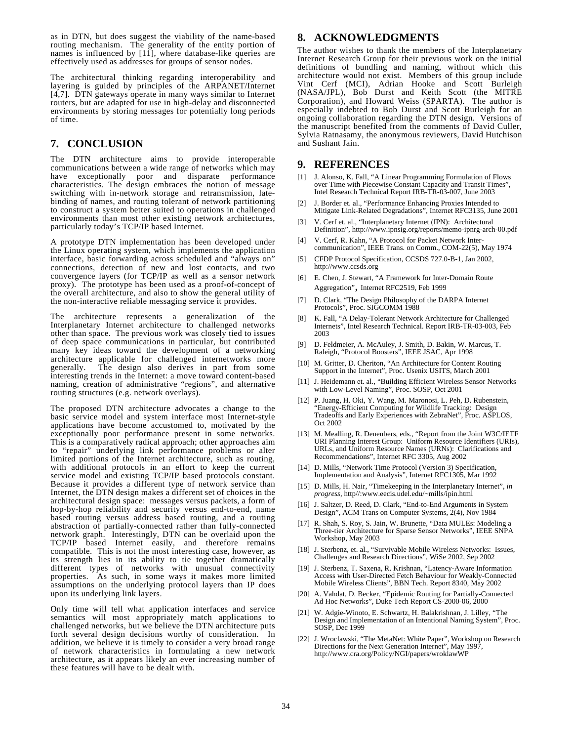as in DTN, but does suggest the viability of the name-based routing mechanism. The generality of the entity portion of names is influenced by [11], where database-like queries are effectively used as addresses for groups of sensor nodes.

The architectural thinking regarding interoperability and layering is guided by principles of the ARPANET/Internet [4,7]. DTN gateways operate in many ways similar to Internet routers, but are adapted for use in high-delay and disconnected environments by storing messages for potentially long periods of time.

## 7. CONCLUSION

The DTN architecture aims to provide interoperable communications between a wide range of networks which may have exceptionally poor and disparate performance characteristics. The design embraces the notion of message switching with in-network storage and retransmission, late-binding of names, and routing tolerant of network partitioning to construct a system better suited to operations in challenged environments than most other existing network architectures, particularly today's TCP/IP based Internet.

A prototype DTN implementation has been developed under the Linux operating system, which implements the application interface, basic forwarding across scheduled and "always on" connections, detection of new and lost contacts, and two convergence layers (for TCP/IP as well as a sensor network proxy). The prototype has been used as a proof-of-concept of the overall architecture, and also to show the general utility of the non-interactive reliable messaging service it provides.

The architecture represents a generalization of the Interplanetary Internet architecture to challenged networks other than space. The previous work was closely tied to issues of deep space communications in particular, but contributed many key ideas toward the development of a networking architecture applicable for challenged internetworks more generally. The design also derives in part from some interesting trends in the Internet: a move toward content-based naming, creation of administrative "regions", and alternative routing structures (e.g. network overlays).

The proposed DTN architecture advocates a change to the basic service model and system interface most Internet-style applications have become accustomed to, motivated by the exceptionally poor performance present in some networks. This is a comparatively radical approach; other approaches aim to "repair" underlying link performance problems or alter limited portions of the Internet architecture, such as routing, with additional protocols in an effort to keep the current service model and existing TCP/IP based protocols constant. Because it provides a different type of network service than Internet, the DTN design makes a different set of choices in the architectural design space: messages versus packets, a form of hop-by-hop reliability and security versus end-to-end, name based routing versus address based routing, and a routing abstraction of partially-connected rather than fully-connected network graph. Interestingly, DTN can be overlaid upon the TCP/IP based Internet easily, and therefore remains compatible. This is not the most interesting case, however, as its strength lies in its ability to tie together dramatically different types of networks with unusual connectivity properties. As such, in some ways it makes more limited assumptions on the underlying protocol layers than IP does upon its underlying link layers.

Only time will tell what application interfaces and service semantics will most appropriately match applications to challenged networks, but we believe the DTN architecture puts forth several design decisions worthy of consideration. In addition, we believe it is timely to consider a very broad range of network characteristics in formulating a new network architecture, as it appears likely an ever increasing number of these features will have to be dealt with.

## 8. ACKNOWLEDGMENTS

The author wishes to thank the members of the Interplanetary Internet Research Group for their previous work on the initial definitions of bundling and naming, without which this architecture would not exist. Members of this group include Vint Cerf (MCI), Adrian Hooke and Scott Burleigh (NASA/JPL), Bob Durst and Keith Scott (the MITRE Corporation), and Howard Weiss (SPARTA). The author is especially indebted to Bob Durst and Scott Burleigh for an ongoing collaboration regarding the DTN design. Versions of the manuscript benefited from the comments of David Culler, Sylvia Ratnasamy, the anonymous reviewers, David Hutchison and Sushant Jain.

## 9. REFERENCES

[1] J. Alonso, K. Fall, "A Linear Programming Formulation of Flows over Time with Piecewise Constant Capacity and Transit Times", Intel Research Technical Report IRB-TR-03-007, June 2003

[2] J. Border et. al., "Performance Enhancing Proxies Intended to Mitigate Link-Related Degradations", Internet RFC3135, June 2001

[3] V. Cerf et. al., "Interplanetary Internet (IPN): Architectural Definition", http://www.ipnsig.org/reports/memo-ipnrg-arch-00.pdf

[4] V. Cerf, R. Kahn, "A Protocol for Packet Network Intercommunication", IEEE Trans. on Comm., COM-22(5), May 1974

[5] CFDP Protocol Specification, CCSDS 727.0-B-1, Jan 2002, http://www.ccsds.org

[6] E. Chen, J. Stewart, "A Framework for Inter-Domain Route Aggregation", Internet RFC2519, Feb 1999

[7] D. Clark, "The Design Philosophy of the DARPA Internet Protocols", Proc. SIGCOMM 1988

[8] K. Fall, "A Delay-Tolerant Network Architecture for Challenged Internets", Intel Research Technical. Report IRB-TR-03-003, Feb 2003

[9] E. Feldmeier, A. McAuley, J. Smith, D. Bakin, W. Marcus, T. Raleigh, "Protocol Boosters", IEEE JSAC, Apr 1998

[10] M. Gritter, D. Cheriton, "An Architecture for Content Routing Support in the Internet", Proc. Usenix USITS, March 2001

[11] J. Heidemann et. al., "Building Efficient Wireless Sensor Networks with Low-Level Naming", Proc. SOSP, Oct 2001

[12] P. Juang, H. Oki, Y. Wang, M. Maronosi, L. Peh, D. Rubenstein, "Energy-Efficient Computing for Wildlife Tracking: Design Tradeoffs and Early Experiences with ZebraNet", Proc. ASPLOS, Oct 2002

[13] M. Mealling, R. Denenbers, eds., "Report from the Joint W3C/IETF URI Planning Interest Group: Uniform Resource Identifiers (URIs), URLs, and Uniform Resource Names (URNs): Clarifications and Recommendations", Internet RFC 3305, Aug 2002

[14] D. Mills, "Network Time Protocol (Version 3) Specification, Implementation and Analysis", Internet RFC1305, Mar 1992

[15] D. Mills, H. Nair, "Timekeeping in the Interplanetary Internet", *in progress*, http//:www.eecis.udel.edu/~mills/ipin.html

[16] J. Saltzer, D. Reed, D. Clark, "End-to-End Arguments in System Design", ACM Trans on Computer Systems, 2(4), Nov 1984

[17] R. Shah, S. Roy, S. Jain, W. Brunette, "Data MULEs: Modeling a Three-tier Architecture for Sparse Sensor Networks", IEEE SNPA Workshop, May 2003

[18] J. Sterbenz, et. al., "Survivable Mobile Wireless Networks: Issues, Challenges and Research Directions", WiSe 2002, Sep 2002

[19] J. Sterbenz, T. Saxena, R. Krishnan, "Latency-Aware Information Access with User-Directed Fetch Behaviour for Weakly-Connected Mobile Wireless Clients", BBN Tech. Report 8340, May 2002

[20] A. Vahdat, D. Becker, "Epidemic Routing for Partially-Connected Ad Hoc Networks", Duke Tech Report CS-2000-06, 2000

[21] W. Adgie-Winoto, E. Schwartz, H. Balakrishnan, J. Lilley, "The Design and Implementation of an Intentional Naming System", Proc. SOSP, Dec 1999

[22] J. Wroclawski, "The MetaNet: White Paper", Workshop on Research Directions for the Next Generation Internet", May 1997, http://www.cra.org/Policy/NGI/papers/wroklawWP